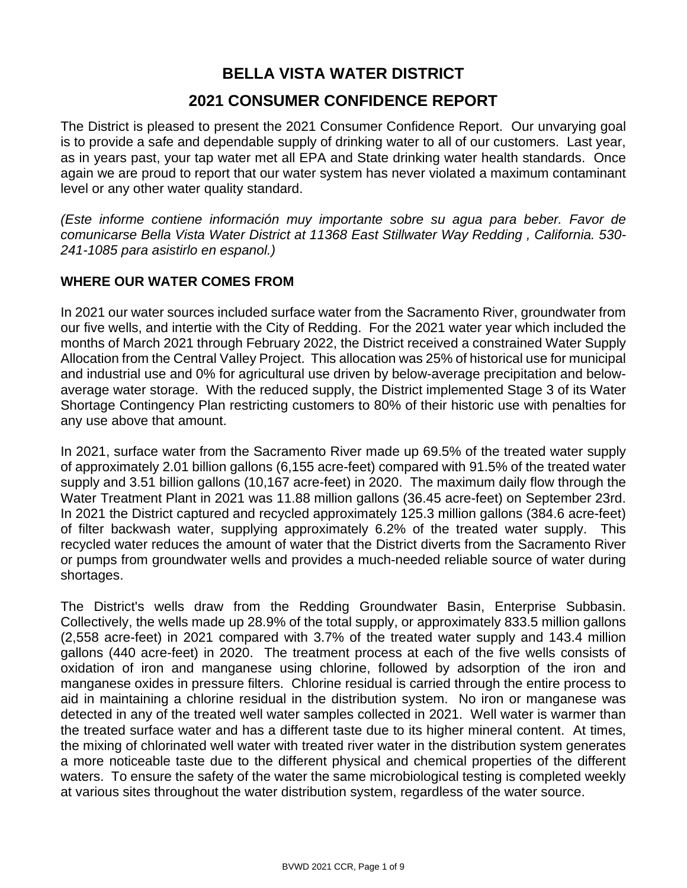# BELLA VISTA WATER DISTRICT

# 2021 CONSUMER CONFIDENCE REPORT

The District is pleased to present the 2021 Consumer Confidence Report. Our unvarying goal is to provide a safe and dependable supply of drinking water to all of our customers. Last year, as in years past, your tap water met all EPA and State drinking water health standards. Once again we are proud to report that our water system has never violated a maximum contaminant level or any other water quality standard.

*(Este informe contiene información muy importante sobre su agua para beber. Favor de comunicarse Bella Vista Water District at 11368 East Stillwater Way Redding , California. 530-241-1085 para asistirlo en espanol.)*

## WHERE OUR WATER COMES FROM

In 2021 our water sources included surface water from the Sacramento River, groundwater from our five wells, and intertie with the City of Redding. For the 2021 water year which included the months of March 2021 through February 2022, the District received a constrained Water Supply Allocation from the Central Valley Project. This allocation was 25% of historical use for municipal and industrial use and 0% for agricultural use driven by below-average precipitation and below-average water storage. With the reduced supply, the District implemented Stage 3 of its Water Shortage Contingency Plan restricting customers to 80% of their historic use with penalties for any use above that amount.

In 2021, surface water from the Sacramento River made up 69.5% of the treated water supply of approximately 2.01 billion gallons (6,155 acre-feet) compared with 91.5% of the treated water supply and 3.51 billion gallons (10,167 acre-feet) in 2020. The maximum daily flow through the Water Treatment Plant in 2021 was 11.88 million gallons (36.45 acre-feet) on September 23rd. In 2021 the District captured and recycled approximately 125.3 million gallons (384.6 acre-feet) of filter backwash water, supplying approximately 6.2% of the treated water supply. This recycled water reduces the amount of water that the District diverts from the Sacramento River or pumps from groundwater wells and provides a much-needed reliable source of water during shortages.

The District's wells draw from the Redding Groundwater Basin, Enterprise Subbasin. Collectively, the wells made up 28.9% of the total supply, or approximately 833.5 million gallons (2,558 acre-feet) in 2021 compared with 3.7% of the treated water supply and 143.4 million gallons (440 acre-feet) in 2020. The treatment process at each of the five wells consists of oxidation of iron and manganese using chlorine, followed by adsorption of the iron and manganese oxides in pressure filters. Chlorine residual is carried through the entire process to aid in maintaining a chlorine residual in the distribution system. No iron or manganese was detected in any of the treated well water samples collected in 2021. Well water is warmer than the treated surface water and has a different taste due to its higher mineral content. At times, the mixing of chlorinated well water with treated river water in the distribution system generates a more noticeable taste due to the different physical and chemical properties of the different waters. To ensure the safety of the water the same microbiological testing is completed weekly at various sites throughout the water distribution system, regardless of the water source.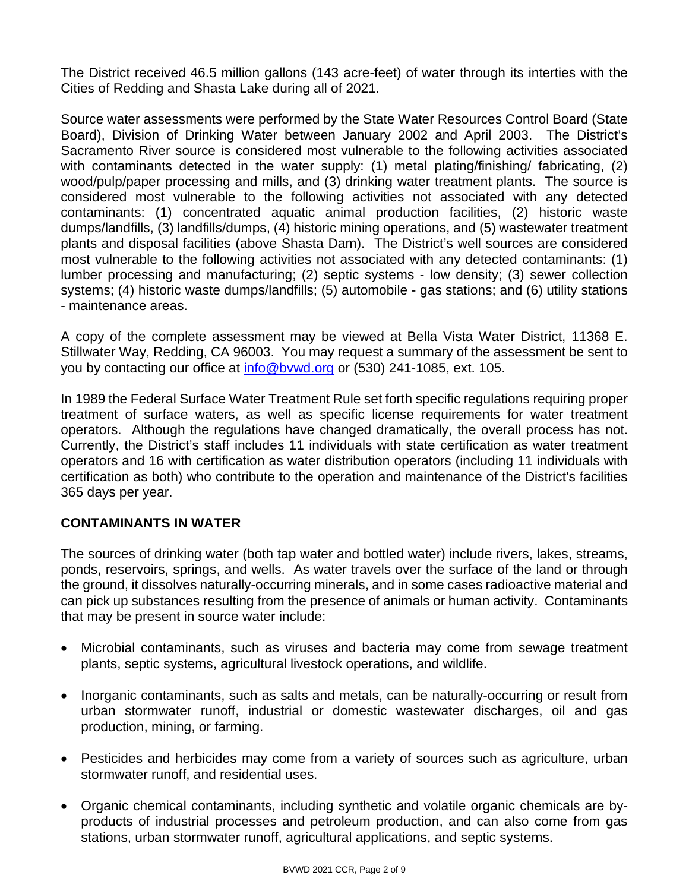The District received 46.5 million gallons (143 acre-feet) of water through its interties with the Cities of Redding and Shasta Lake during all of 2021.

Source water assessments were performed by the State Water Resources Control Board (State Board), Division of Drinking Water between January 2002 and April 2003. The District's Sacramento River source is considered most vulnerable to the following activities associated with contaminants detected in the water supply: (1) metal plating/finishing/ fabricating, (2) wood/pulp/paper processing and mills, and (3) drinking water treatment plants. The source is considered most vulnerable to the following activities not associated with any detected contaminants: (1) concentrated aquatic animal production facilities, (2) historic waste dumps/landfills, (3) landfills/dumps, (4) historic mining operations, and (5) wastewater treatment plants and disposal facilities (above Shasta Dam). The District's well sources are considered most vulnerable to the following activities not associated with any detected contaminants: (1) lumber processing and manufacturing; (2) septic systems - low density; (3) sewer collection systems; (4) historic waste dumps/landfills; (5) automobile - gas stations; and (6) utility stations - maintenance areas.

A copy of the complete assessment may be viewed at Bella Vista Water District, 11368 E. Stillwater Way, Redding, CA 96003. You may request a summary of the assessment be sent to you by contacting our office at info@bvwd.org or (530) 241-1085, ext. 105.

In 1989 the Federal Surface Water Treatment Rule set forth specific regulations requiring proper treatment of surface waters, as well as specific license requirements for water treatment operators. Although the regulations have changed dramatically, the overall process has not. Currently, the District's staff includes 11 individuals with state certification as water treatment operators and 16 with certification as water distribution operators (including 11 individuals with certification as both) who contribute to the operation and maintenance of the District's facilities 365 days per year.

## CONTAMINANTS IN WATER

The sources of drinking water (both tap water and bottled water) include rivers, lakes, streams, ponds, reservoirs, springs, and wells. As water travels over the surface of the land or through the ground, it dissolves naturally-occurring minerals, and in some cases radioactive material and can pick up substances resulting from the presence of animals or human activity. Contaminants that may be present in source water include:

- Microbial contaminants, such as viruses and bacteria may come from sewage treatment plants, septic systems, agricultural livestock operations, and wildlife.
- Inorganic contaminants, such as salts and metals, can be naturally-occurring or result from urban stormwater runoff, industrial or domestic wastewater discharges, oil and gas production, mining, or farming.
- Pesticides and herbicides may come from a variety of sources such as agriculture, urban stormwater runoff, and residential uses.
- Organic chemical contaminants, including synthetic and volatile organic chemicals are by-products of industrial processes and petroleum production, and can also come from gas stations, urban stormwater runoff, agricultural applications, and septic systems.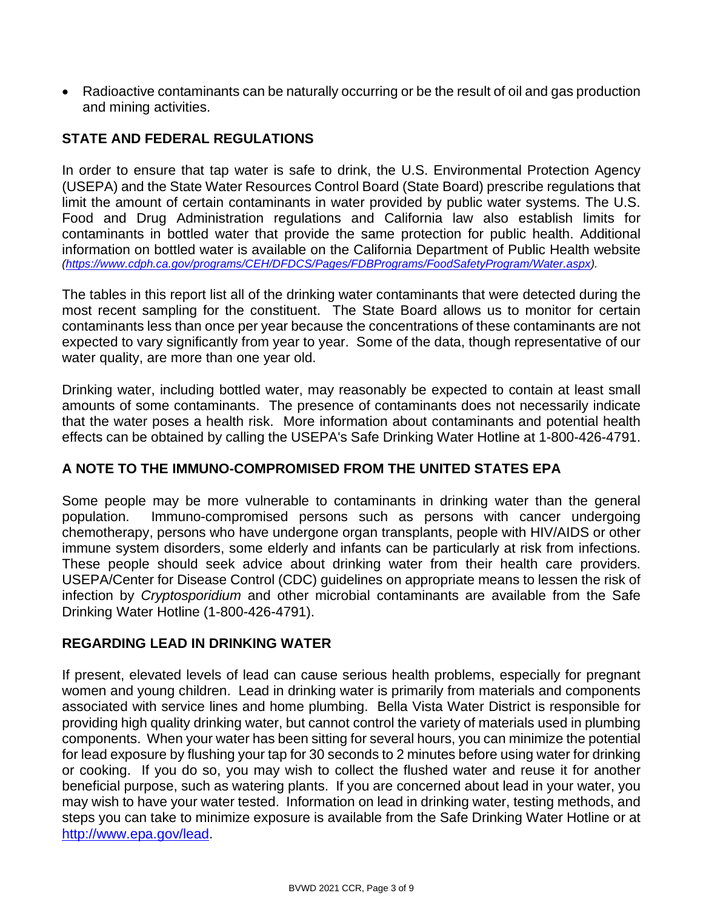- Radioactive contaminants can be naturally occurring or be the result of oil and gas production and mining activities.

## STATE AND FEDERAL REGULATIONS

In order to ensure that tap water is safe to drink, the U.S. Environmental Protection Agency (USEPA) and the State Water Resources Control Board (State Board) prescribe regulations that limit the amount of certain contaminants in water provided by public water systems. The U.S. Food and Drug Administration regulations and California law also establish limits for contaminants in bottled water that provide the same protection for public health. Additional information on bottled water is available on the California Department of Public Health website *(https://www.cdph.ca.gov/programs/CEH/DFDCS/Pages/FDBPrograms/FoodSafetyProgram/Water.aspx).*

The tables in this report list all of the drinking water contaminants that were detected during the most recent sampling for the constituent. The State Board allows us to monitor for certain contaminants less than once per year because the concentrations of these contaminants are not expected to vary significantly from year to year. Some of the data, though representative of our water quality, are more than one year old.

Drinking water, including bottled water, may reasonably be expected to contain at least small amounts of some contaminants. The presence of contaminants does not necessarily indicate that the water poses a health risk. More information about contaminants and potential health effects can be obtained by calling the USEPA's Safe Drinking Water Hotline at 1-800-426-4791.

## A NOTE TO THE IMMUNO-COMPROMISED FROM THE UNITED STATES EPA

Some people may be more vulnerable to contaminants in drinking water than the general population. Immuno-compromised persons such as persons with cancer undergoing chemotherapy, persons who have undergone organ transplants, people with HIV/AIDS or other immune system disorders, some elderly and infants can be particularly at risk from infections. These people should seek advice about drinking water from their health care providers. USEPA/Center for Disease Control (CDC) guidelines on appropriate means to lessen the risk of infection by *Cryptosporidium* and other microbial contaminants are available from the Safe Drinking Water Hotline (1-800-426-4791).

## REGARDING LEAD IN DRINKING WATER

If present, elevated levels of lead can cause serious health problems, especially for pregnant women and young children. Lead in drinking water is primarily from materials and components associated with service lines and home plumbing. Bella Vista Water District is responsible for providing high quality drinking water, but cannot control the variety of materials used in plumbing components. When your water has been sitting for several hours, you can minimize the potential for lead exposure by flushing your tap for 30 seconds to 2 minutes before using water for drinking or cooking. If you do so, you may wish to collect the flushed water and reuse it for another beneficial purpose, such as watering plants. If you are concerned about lead in your water, you may wish to have your water tested. Information on lead in drinking water, testing methods, and steps you can take to minimize exposure is available from the Safe Drinking Water Hotline or at http://www.epa.gov/lead.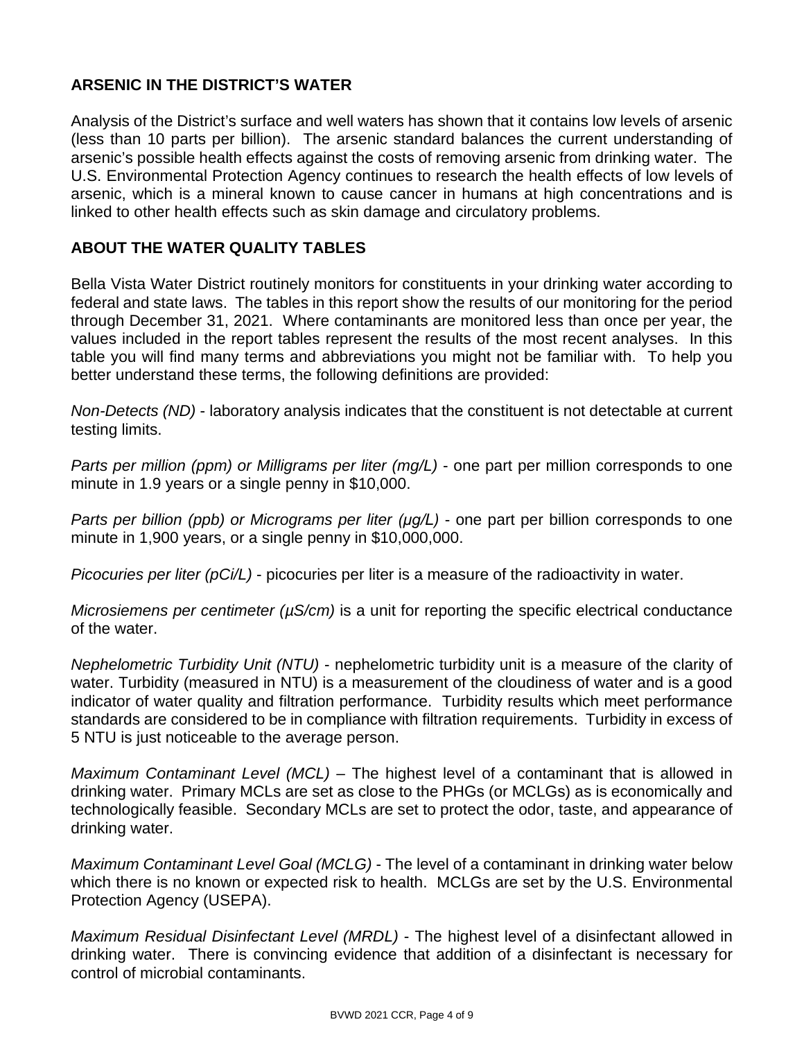## ARSENIC IN THE DISTRICT'S WATER

Analysis of the District's surface and well waters has shown that it contains low levels of arsenic (less than 10 parts per billion). The arsenic standard balances the current understanding of arsenic's possible health effects against the costs of removing arsenic from drinking water. The U.S. Environmental Protection Agency continues to research the health effects of low levels of arsenic, which is a mineral known to cause cancer in humans at high concentrations and is linked to other health effects such as skin damage and circulatory problems.

## ABOUT THE WATER QUALITY TABLES

Bella Vista Water District routinely monitors for constituents in your drinking water according to federal and state laws. The tables in this report show the results of our monitoring for the period through December 31, 2021. Where contaminants are monitored less than once per year, the values included in the report tables represent the results of the most recent analyses. In this table you will find many terms and abbreviations you might not be familiar with. To help you better understand these terms, the following definitions are provided:

*Non-Detects (ND)* - laboratory analysis indicates that the constituent is not detectable at current testing limits.

*Parts per million (ppm) or Milligrams per liter (mg/L)* - one part per million corresponds to one minute in 1.9 years or a single penny in $10,000.

*Parts per billion (ppb) or Micrograms per liter (µg/L)* - one part per billion corresponds to one minute in 1,900 years, or a single penny in $10,000,000.

*Picocuries per liter (pCi/L)* - picocuries per liter is a measure of the radioactivity in water.

*Microsiemens per centimeter (µS/cm)* is a unit for reporting the specific electrical conductance of the water.

*Nephelometric Turbidity Unit (NTU)* - nephelometric turbidity unit is a measure of the clarity of water. Turbidity (measured in NTU) is a measurement of the cloudiness of water and is a good indicator of water quality and filtration performance. Turbidity results which meet performance standards are considered to be in compliance with filtration requirements. Turbidity in excess of 5 NTU is just noticeable to the average person.

*Maximum Contaminant Level (MCL)* – The highest level of a contaminant that is allowed in drinking water. Primary MCLs are set as close to the PHGs (or MCLGs) as is economically and technologically feasible. Secondary MCLs are set to protect the odor, taste, and appearance of drinking water.

*Maximum Contaminant Level Goal (MCLG)* - The level of a contaminant in drinking water below which there is no known or expected risk to health. MCLGs are set by the U.S. Environmental Protection Agency (USEPA).

*Maximum Residual Disinfectant Level (MRDL)* - The highest level of a disinfectant allowed in drinking water. There is convincing evidence that addition of a disinfectant is necessary for control of microbial contaminants.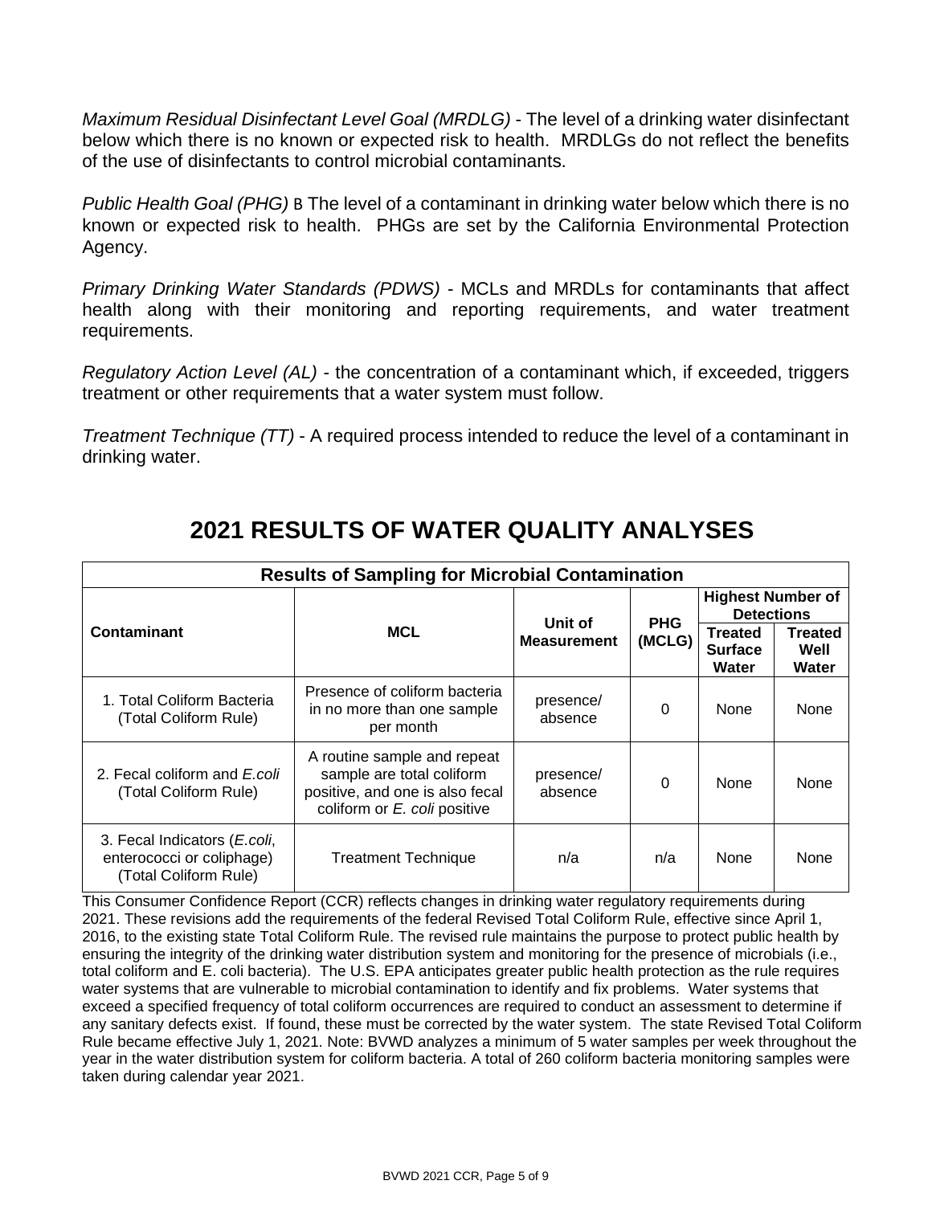*Maximum Residual Disinfectant Level Goal (MRDLG)* - The level of a drinking water disinfectant below which there is no known or expected risk to health. MRDLGs do not reflect the benefits of the use of disinfectants to control microbial contaminants.

*Public Health Goal (PHG)* B The level of a contaminant in drinking water below which there is no known or expected risk to health. PHGs are set by the California Environmental Protection Agency.

*Primary Drinking Water Standards (PDWS)* - MCLs and MRDLs for contaminants that affect health along with their monitoring and reporting requirements, and water treatment requirements.

*Regulatory Action Level (AL)* - the concentration of a contaminant which, if exceeded, triggers treatment or other requirements that a water system must follow.

*Treatment Technique (TT)* - A required process intended to reduce the level of a contaminant in drinking water.

# 2021 RESULTS OF WATER QUALITY ANALYSES

| Results of Sampling for Microbial Contamination | | | | | |
|---|---|---|---|---|---|
| **Contaminant** | **MCL** | **Unit of Measurement** | **PHG (MCLG)** | **Highest Number of Detections** | |
| | | | | **Treated Surface Water** | **Treated Well Water** |
| 1. Total Coliform Bacteria (Total Coliform Rule) | Presence of coliform bacteria in no more than one sample per month | presence/ absence | 0 | None | None |
| 2. Fecal coliform and *E.coli* (Total Coliform Rule) | A routine sample and repeat sample are total coliform positive, and one is also fecal coliform or *E. coli* positive | presence/ absence | 0 | None | None |
| 3. Fecal Indicators (*E.coli*, enterococci or coliphage) (Total Coliform Rule) | Treatment Technique | n/a | n/a | None | None |

This Consumer Confidence Report (CCR) reflects changes in drinking water regulatory requirements during 2021. These revisions add the requirements of the federal Revised Total Coliform Rule, effective since April 1, 2016, to the existing state Total Coliform Rule. The revised rule maintains the purpose to protect public health by ensuring the integrity of the drinking water distribution system and monitoring for the presence of microbials (i.e., total coliform and E. coli bacteria). The U.S. EPA anticipates greater public health protection as the rule requires water systems that are vulnerable to microbial contamination to identify and fix problems. Water systems that exceed a specified frequency of total coliform occurrences are required to conduct an assessment to determine if any sanitary defects exist. If found, these must be corrected by the water system. The state Revised Total Coliform Rule became effective July 1, 2021. Note: BVWD analyzes a minimum of 5 water samples per week throughout the year in the water distribution system for coliform bacteria. A total of 260 coliform bacteria monitoring samples were taken during calendar year 2021.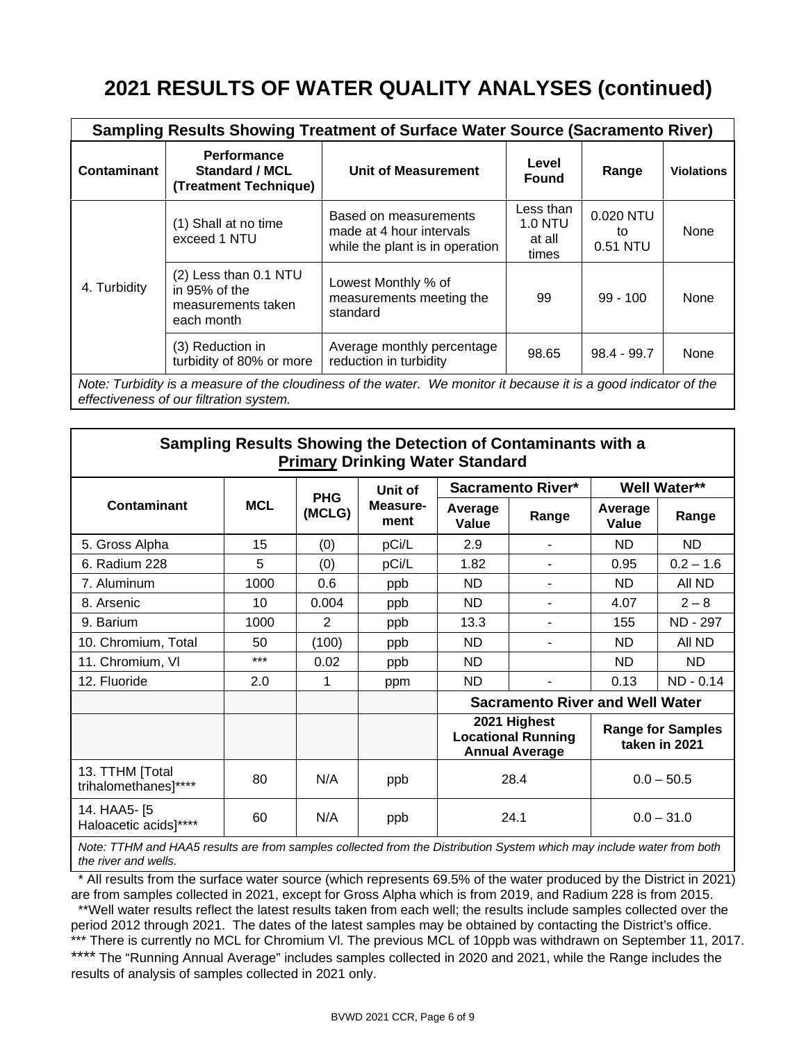# 2021 RESULTS OF WATER QUALITY ANALYSES (continued)

| Sampling Results Showing Treatment of Surface Water Source (Sacramento River) | | | | | |
|---|---|---|---|---|---|
| **Contaminant** | **Performance Standard / MCL (Treatment Technique)** | **Unit of Measurement** | **Level Found** | **Range** | **Violations** |
| 4. Turbidity | (1) Shall at no time exceed 1 NTU | Based on measurements made at 4 hour intervals while the plant is in operation | Less than 1.0 NTU at all times | 0.020 NTU to 0.51 NTU | None |
| | (2) Less than 0.1 NTU in 95% of the measurements taken each month | Lowest Monthly % of measurements meeting the standard | 99 | 99 - 100 | None |
| | (3) Reduction in turbidity of 80% or more | Average monthly percentage reduction in turbidity | 98.65 | 98.4 - 99.7 | None |

*Note: Turbidity is a measure of the cloudiness of the water. We monitor it because it is a good indicator of the effectiveness of our filtration system.*

| Sampling Results Showing the Detection of Contaminants with a Primary Drinking Water Standard | | | | | | | |
|---|---|---|---|---|---|---|---|
| **Contaminant** | **MCL** | **PHG (MCLG)** | **Unit of Measure-ment** | **Sacramento River*** | | **Well Water**** | |
| | | | | **Average Value** | **Range** | **Average Value** | **Range** |
| 5. Gross Alpha | 15 | (0) | pCi/L | 2.9 | - | ND | ND |
| 6. Radium 228 | 5 | (0) | pCi/L | 1.82 | - | 0.95 | 0.2 – 1.6 |
| 7. Aluminum | 1000 | 0.6 | ppb | ND | - | ND | All ND |
| 8. Arsenic | 10 | 0.004 | ppb | ND | - | 4.07 | 2 – 8 |
| 9. Barium | 1000 | 2 | ppb | 13.3 | - | 155 | ND - 297 |
| 10. Chromium, Total | 50 | (100) | ppb | ND | - | ND | All ND |
| 11. Chromium, VI | *** | 0.02 | ppb | ND | | ND | ND |
| 12. Fluoride | 2.0 | 1 | ppm | ND | - | 0.13 | ND - 0.14 |
| | | | | **Sacramento River and Well Water** | | | |
| | | | | **2021 Highest Locational Running Annual Average** | | **Range for Samples taken in 2021** | |
| 13. TTHM [Total trihalomethanes]**** | 80 | N/A | ppb | 28.4 | | 0.0 – 50.5 | |
| 14. HAA5- [5 Haloacetic acids]**** | 60 | N/A | ppb | 24.1 | | 0.0 – 31.0 | |

*Note: TTHM and HAA5 results are from samples collected from the Distribution System which may include water from both the river and wells.*

\* All results from the surface water source (which represents 69.5% of the water produced by the District in 2021) are from samples collected in 2021, except for Gross Alpha which is from 2019, and Radium 228 is from 2015.

** Well water results reflect the latest results taken from each well; the results include samples collected over the period 2012 through 2021. The dates of the latest samples may be obtained by contacting the District's office.

*** There is currently no MCL for Chromium VI. The previous MCL of 10ppb was withdrawn on September 11, 2017.

**** The "Running Annual Average" includes samples collected in 2020 and 2021, while the Range includes the results of analysis of samples collected in 2021 only.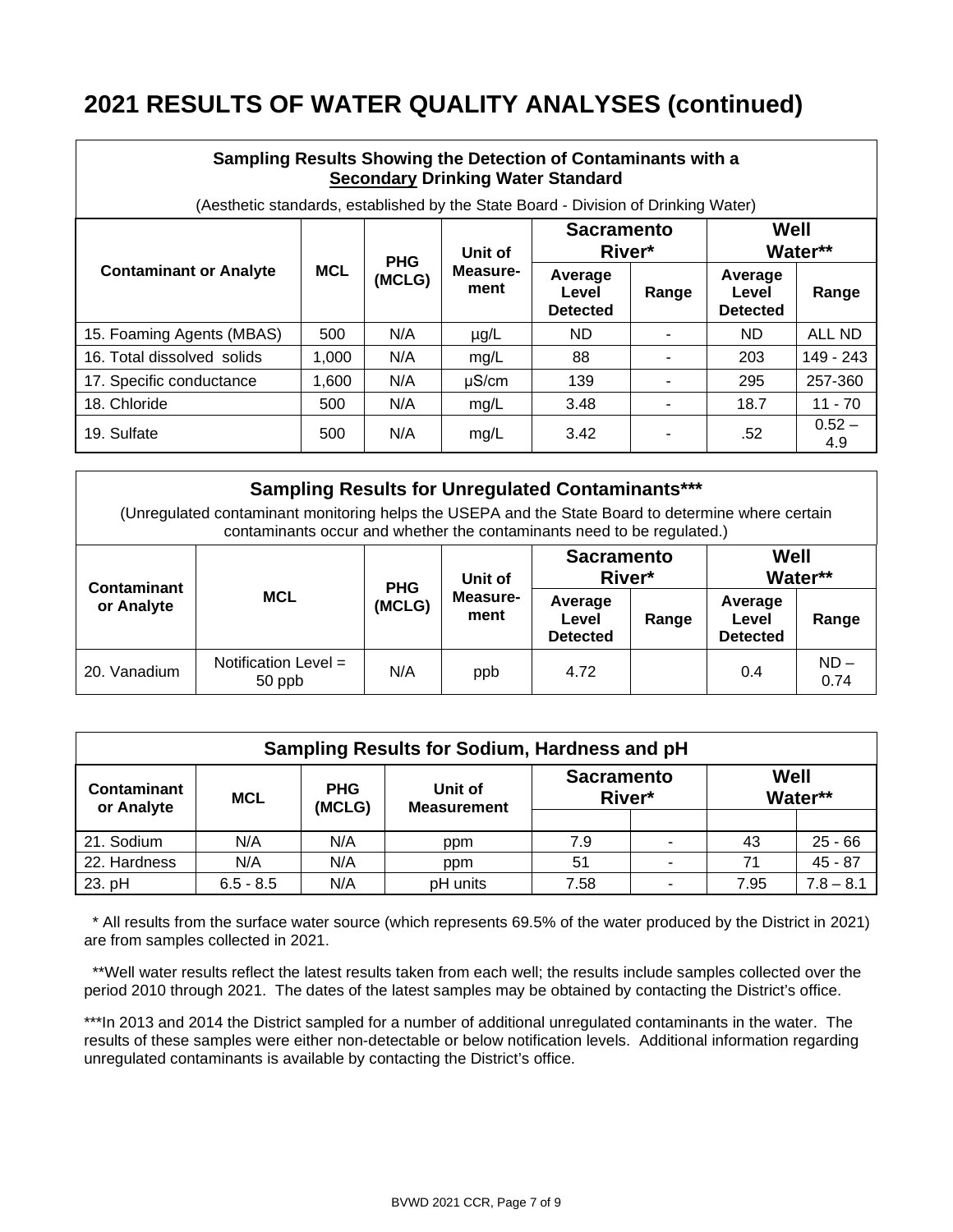# 2021 RESULTS OF WATER QUALITY ANALYSES (continued)

| Sampling Results Showing the Detection of Contaminants with a Secondary Drinking Water Standard (Aesthetic standards, established by the State Board - Division of Drinking Water) | | | | | | | |
|---|---|---|---|---|---|---|---|
| Contaminant or Analyte | MCL | PHG (MCLG) | Unit of Measure-ment | Sacramento River* | | Well Water** | |
| | | | | Average Level Detected | Range | Average Level Detected | Range |
| 15. Foaming Agents (MBAS) | 500 | N/A | µg/L | ND | - | ND | ALL ND |
| 16. Total dissolved solids | 1,000 | N/A | mg/L | 88 | - | 203 | 149 - 243 |
| 17. Specific conductance | 1,600 | N/A | µS/cm | 139 | - | 295 | 257-360 |
| 18. Chloride | 500 | N/A | mg/L | 3.48 | - | 18.7 | 11 - 70 |
| 19. Sulfate | 500 | N/A | mg/L | 3.42 | - | .52 | 0.52 – 4.9 |

| Sampling Results for Unregulated Contaminants*** (Unregulated contaminant monitoring helps the USEPA and the State Board to determine where certain contaminants occur and whether the contaminants need to be regulated.) | | | | | | | |
|---|---|---|---|---|---|---|---|
| Contaminant or Analyte | MCL | PHG (MCLG) | Unit of Measure-ment | Sacramento River* | | Well Water** | |
| | | | | Average Level Detected | Range | Average Level Detected | Range |
| 20. Vanadium | Notification Level = 50 ppb | N/A | ppb | 4.72 | | 0.4 | ND – 0.74 |

| Sampling Results for Sodium, Hardness and pH | | | | | | | |
|---|---|---|---|---|---|---|---|
| Contaminant or Analyte | MCL | PHG (MCLG) | Unit of Measurement | Sacramento River* | | Well Water** | |
| 21. Sodium | N/A | N/A | ppm | 7.9 | - | 43 | 25 - 66 |
| 22. Hardness | N/A | N/A | ppm | 51 | - | 71 | 45 - 87 |
| 23. pH | 6.5 - 8.5 | N/A | pH units | 7.58 | - | 7.95 | 7.8 – 8.1 |

\* All results from the surface water source (which represents 69.5% of the water produced by the District in 2021) are from samples collected in 2021.

\*\*Well water results reflect the latest results taken from each well; the results include samples collected over the period 2010 through 2021. The dates of the latest samples may be obtained by contacting the District's office.

\*\*\*In 2013 and 2014 the District sampled for a number of additional unregulated contaminants in the water. The results of these samples were either non-detectable or below notification levels. Additional information regarding unregulated contaminants is available by contacting the District's office.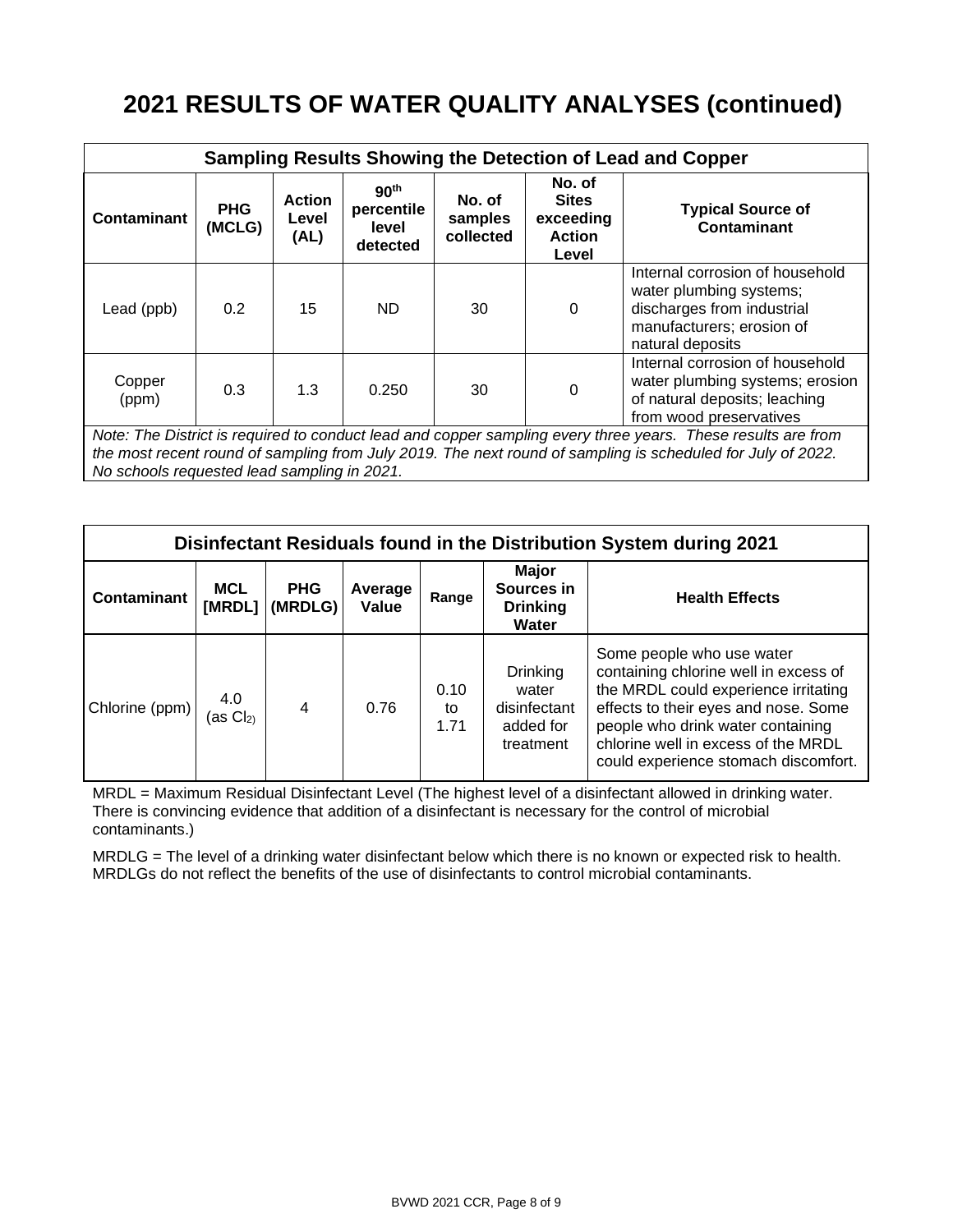# 2021 RESULTS OF WATER QUALITY ANALYSES (continued)

| Sampling Results Showing the Detection of Lead and Copper | | | | | | |
|---|---|---|---|---|---|---|
| **Contaminant** | **PHG (MCLG)** | **Action Level (AL)** | **90th percentile level detected** | **No. of samples collected** | **No. of Sites exceeding Action Level** | **Typical Source of Contaminant** |
| Lead (ppb) | 0.2 | 15 | ND | 30 | 0 | Internal corrosion of household water plumbing systems; discharges from industrial manufacturers; erosion of natural deposits |
| Copper (ppm) | 0.3 | 1.3 | 0.250 | 30 | 0 | Internal corrosion of household water plumbing systems; erosion of natural deposits; leaching from wood preservatives |
| *Note: The District is required to conduct lead and copper sampling every three years. These results are from the most recent round of sampling from July 2019. The next round of sampling is scheduled for July of 2022. No schools requested lead sampling in 2021.* | | | | | | |

| Disinfectant Residuals found in the Distribution System during 2021 | | | | | | |
|---|---|---|---|---|---|---|
| **Contaminant** | **MCL [MRDL]** | **PHG (MRDLG)** | **Average Value** | **Range** | **Major Sources in Drinking Water** | **Health Effects** |
| Chlorine (ppm) | 4.0 (as $Cl_2$) | 4 | 0.76 | 0.10 to 1.71 | Drinking water disinfectant added for treatment | Some people who use water containing chlorine well in excess of the MRDL could experience irritating effects to their eyes and nose. Some people who drink water containing chlorine well in excess of the MRDL could experience stomach discomfort. |

MRDL = Maximum Residual Disinfectant Level (The highest level of a disinfectant allowed in drinking water. There is convincing evidence that addition of a disinfectant is necessary for the control of microbial contaminants.)

MRDLG = The level of a drinking water disinfectant below which there is no known or expected risk to health. MRDLGs do not reflect the benefits of the use of disinfectants to control microbial contaminants.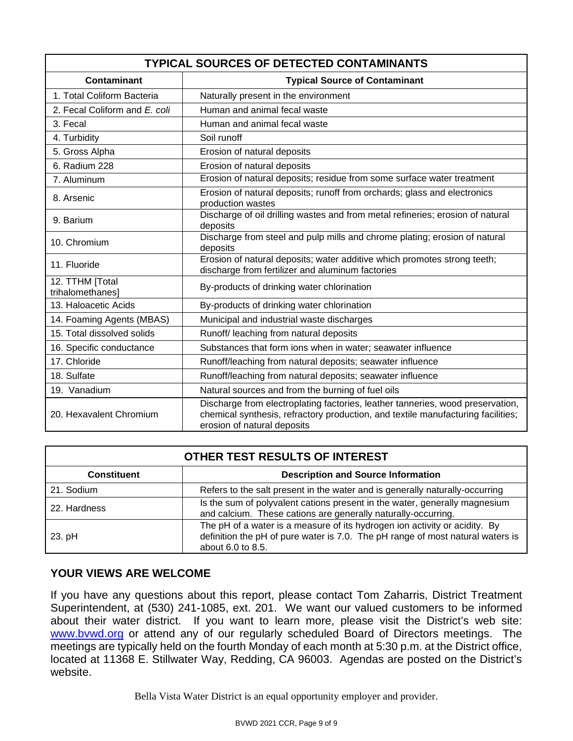| TYPICAL SOURCES OF DETECTED CONTAMINANTS | |
|---|---|
| **Contaminant** | **Typical Source of Contaminant** |
| 1. Total Coliform Bacteria | Naturally present in the environment |
| 2. Fecal Coliform and *E. coli* | Human and animal fecal waste |
| 3. Fecal | Human and animal fecal waste |
| 4. Turbidity | Soil runoff |
| 5. Gross Alpha | Erosion of natural deposits |
| 6. Radium 228 | Erosion of natural deposits |
| 7. Aluminum | Erosion of natural deposits; residue from some surface water treatment |
| 8. Arsenic | Erosion of natural deposits; runoff from orchards; glass and electronics production wastes |
| 9. Barium | Discharge of oil drilling wastes and from metal refineries; erosion of natural deposits |
| 10. Chromium | Discharge from steel and pulp mills and chrome plating; erosion of natural deposits |
| 11. Fluoride | Erosion of natural deposits; water additive which promotes strong teeth; discharge from fertilizer and aluminum factories |
| 12. TTHM [Total trihalomethanes] | By-products of drinking water chlorination |
| 13. Haloacetic Acids | By-products of drinking water chlorination |
| 14. Foaming Agents (MBAS) | Municipal and industrial waste discharges |
| 15. Total dissolved solids | Runoff/ leaching from natural deposits |
| 16. Specific conductance | Substances that form ions when in water; seawater influence |
| 17. Chloride | Runoff/leaching from natural deposits; seawater influence |
| 18. Sulfate | Runoff/leaching from natural deposits; seawater influence |
| 19. Vanadium | Natural sources and from the burning of fuel oils |
| 20. Hexavalent Chromium | Discharge from electroplating factories, leather tanneries, wood preservation, chemical synthesis, refractory production, and textile manufacturing facilities; erosion of natural deposits |

| OTHER TEST RESULTS OF INTEREST | |
|---|---|
| **Constituent** | **Description and Source Information** |
| 21. Sodium | Refers to the salt present in the water and is generally naturally-occurring |
| 22. Hardness | Is the sum of polyvalent cations present in the water, generally magnesium and calcium. These cations are generally naturally-occurring. |
| 23. pH | The pH of a water is a measure of its hydrogen ion activity or acidity. By definition the pH of pure water is 7.0. The pH range of most natural waters is about 6.0 to 8.5. |

## YOUR VIEWS ARE WELCOME

If you have any questions about this report, please contact Tom Zaharris, District Treatment Superintendent, at (530) 241-1085, ext. 201. We want our valued customers to be informed about their water district. If you want to learn more, please visit the District's web site: www.bvwd.org or attend any of our regularly scheduled Board of Directors meetings. The meetings are typically held on the fourth Monday of each month at 5:30 p.m. at the District office, located at 11368 E. Stillwater Way, Redding, CA 96003. Agendas are posted on the District's website.

Bella Vista Water District is an equal opportunity employer and provider.